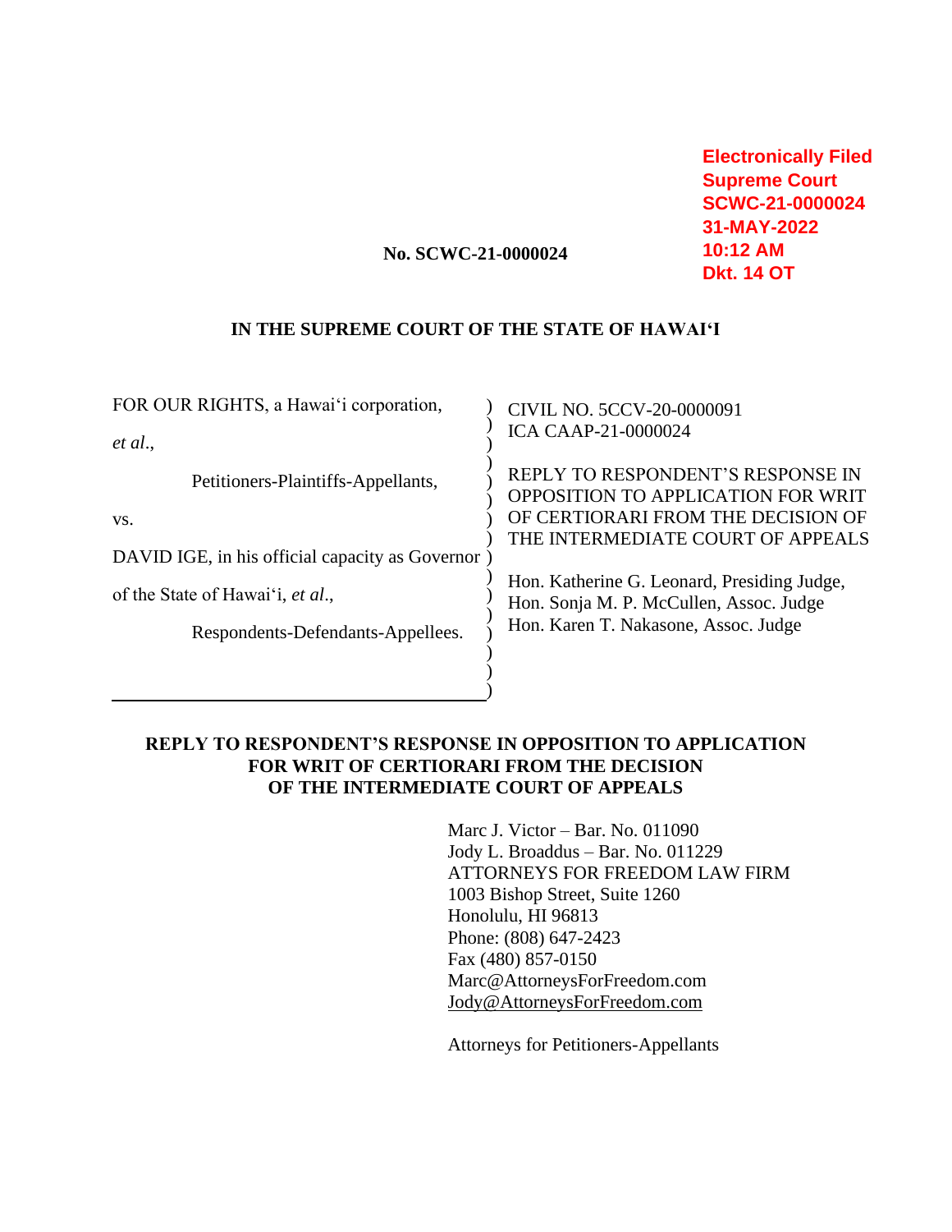Electronically Filed
Supreme Court
SCWC-21-0000024
31-MAY-2022
10:12 AM
Dkt. 14 OT

**No. SCWC-21-0000024**

**IN THE SUPREME COURT OF THE STATE OF HAWAI'I**

| | |
|---|---|
| FOR OUR RIGHTS, a Hawai'i corporation, *et al*., | CIVIL NO. 5CCV-20-0000091 |
| Petitioners-Plaintiffs-Appellants, | ICA CAAP-21-0000024 |
| vs. | REPLY TO RESPONDENT'S RESPONSE IN OPPOSITION TO APPLICATION FOR WRIT OF CERTIORARI FROM THE DECISION OF THE INTERMEDIATE COURT OF APPEALS |
| DAVID IGE, in his official capacity as Governor of the State of Hawai'i, *et al*., | Hon. Katherine G. Leonard, Presiding Judge, Hon. Sonja M. P. McCullen, Assoc. Judge Hon. Karen T. Nakasone, Assoc. Judge |
| Respondents-Defendants-Appellees. | |

**REPLY TO RESPONDENT'S RESPONSE IN OPPOSITION TO APPLICATION FOR WRIT OF CERTIORARI FROM THE DECISION OF THE INTERMEDIATE COURT OF APPEALS**

Marc J. Victor – Bar. No. 011090
Jody L. Broaddus – Bar. No. 011229
ATTORNEYS FOR FREEDOM LAW FIRM
1003 Bishop Street, Suite 1260
Honolulu, HI 96813
Phone: (808) 647-2423
Fax (480) 857-0150
Marc@AttorneysForFreedom.com
Jody@AttorneysForFreedom.com

Attorneys for Petitioners-Appellants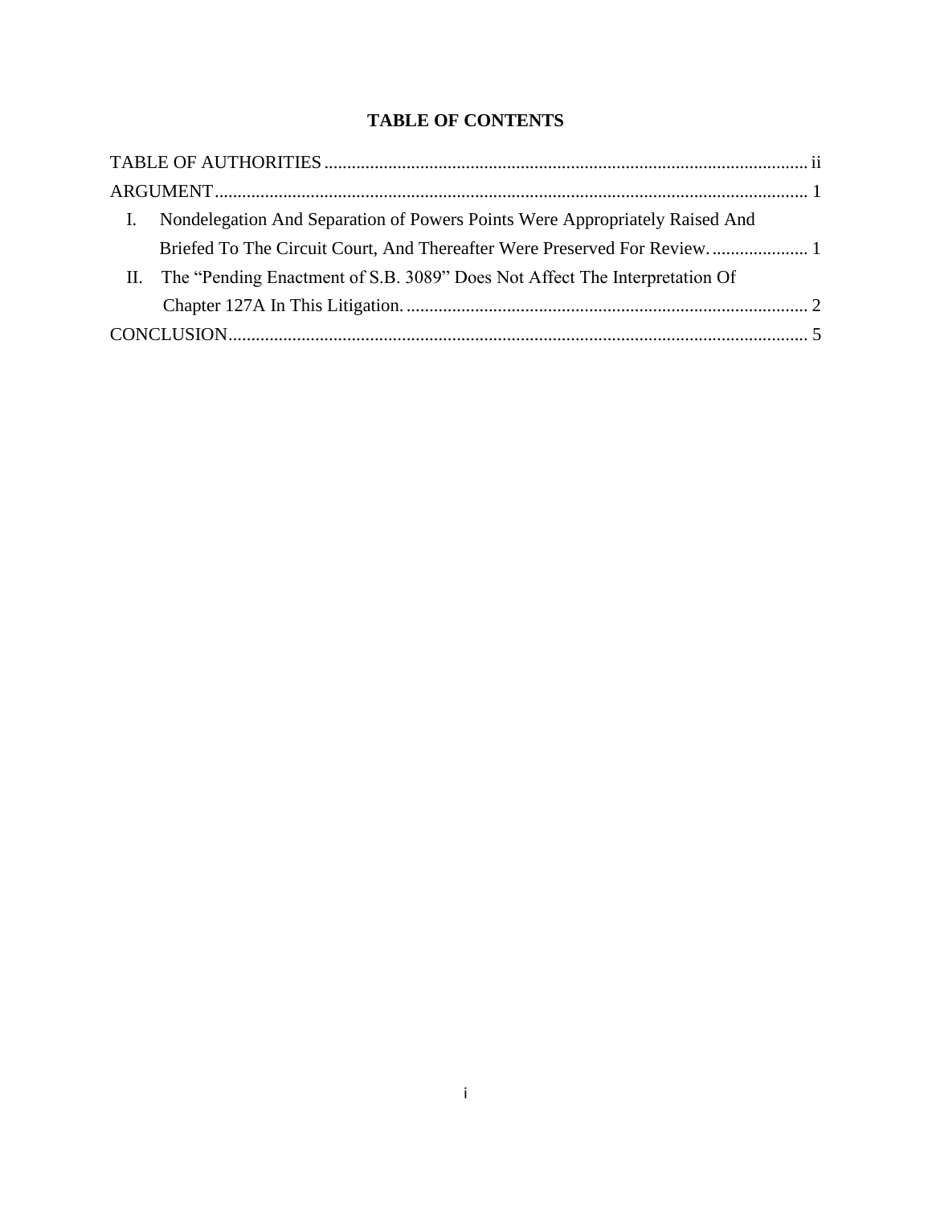## TABLE OF CONTENTS

TABLE OF AUTHORITIES ........................................................................................................ ii

ARGUMENT ................................................................................................................................ 1

- I. Nondelegation And Separation of Powers Points Were Appropriately Raised And Briefed To The Circuit Court, And Thereafter Were Preserved For Review. ..................... 1
- II. The "Pending Enactment of S.B. 3089" Does Not Affect The Interpretation Of Chapter 127A In This Litigation. ........................................................................................ 2

CONCLUSION ............................................................................................................................ 5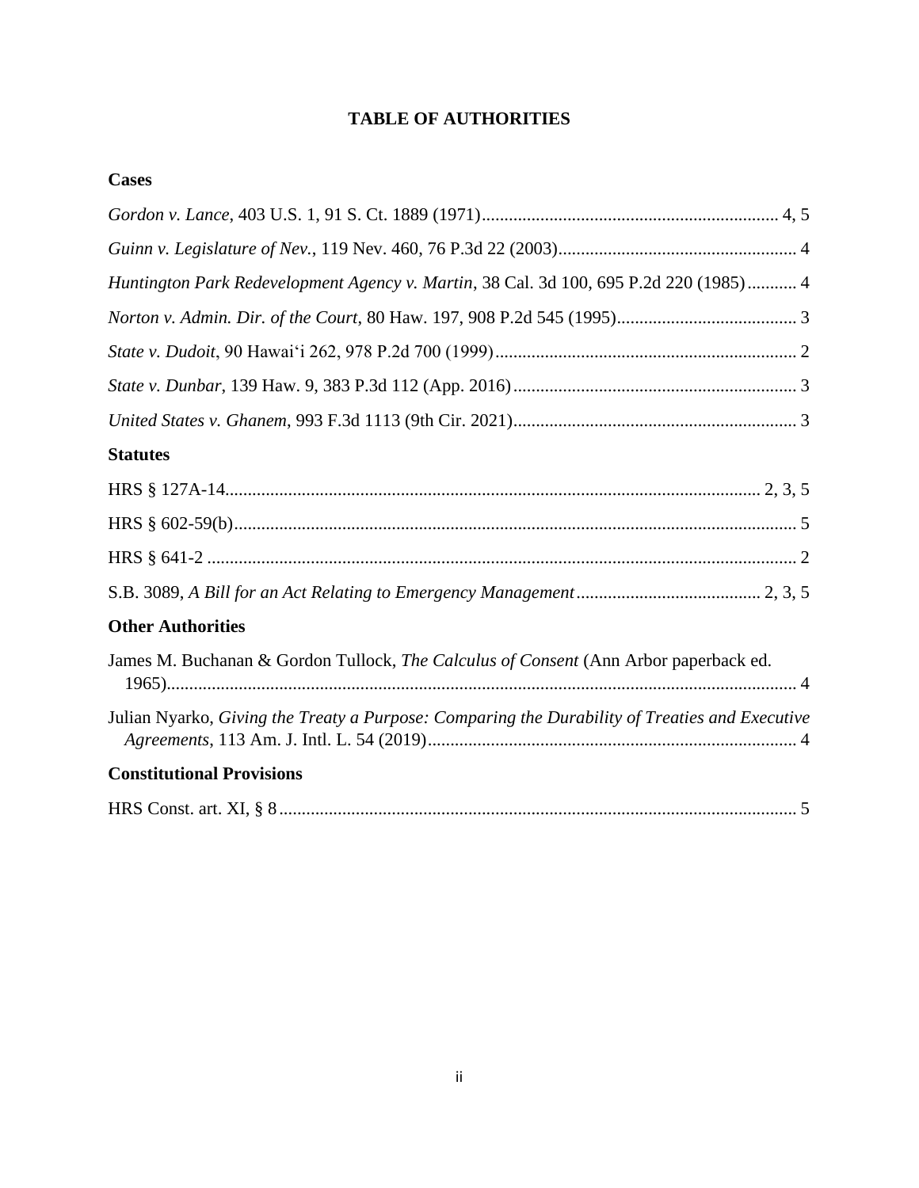# TABLE OF AUTHORITIES

## Cases

*Gordon v. Lance*, 403 U.S. 1, 91 S. Ct. 1889 (1971)........................................................................ 4, 5

*Guinn v. Legislature of Nev.*, 119 Nev. 460, 76 P.3d 22 (2003)..................................................... 4

*Huntington Park Redevelopment Agency v. Martin*, 38 Cal. 3d 100, 695 P.2d 220 (1985)........... 4

*Norton v. Admin. Dir. of the Court*, 80 Haw. 197, 908 P.2d 545 (1995)........................................ 3

*State v. Dudoit*, 90 Hawaiʻi 262, 978 P.2d 700 (1999)................................................................... 2

*State v. Dunbar*, 139 Haw. 9, 383 P.3d 112 (App. 2016).............................................................. 3

*United States v. Ghanem*, 993 F.3d 1113 (9th Cir. 2021)............................................................... 3

## Statutes

HRS § 127A-14..................................................................................................................... 2, 3, 5

HRS § 602-59(b)............................................................................................................................ 5

HRS § 641-2 .................................................................................................................................. 2

S.B. 3089, *A Bill for an Act Relating to Emergency Management*......................................... 2, 3, 5

## Other Authorities

James M. Buchanan & Gordon Tullock, *The Calculus of Consent* (Ann Arbor paperback ed. 1965)............................................................................................................................................ 4

Julian Nyarko, *Giving the Treaty a Purpose: Comparing the Durability of Treaties and Executive Agreements*, 113 Am. J. Intl. L. 54 (2019).................................................................................. 4

## Constitutional Provisions

HRS Const. art. XI, § 8.................................................................................................................. 5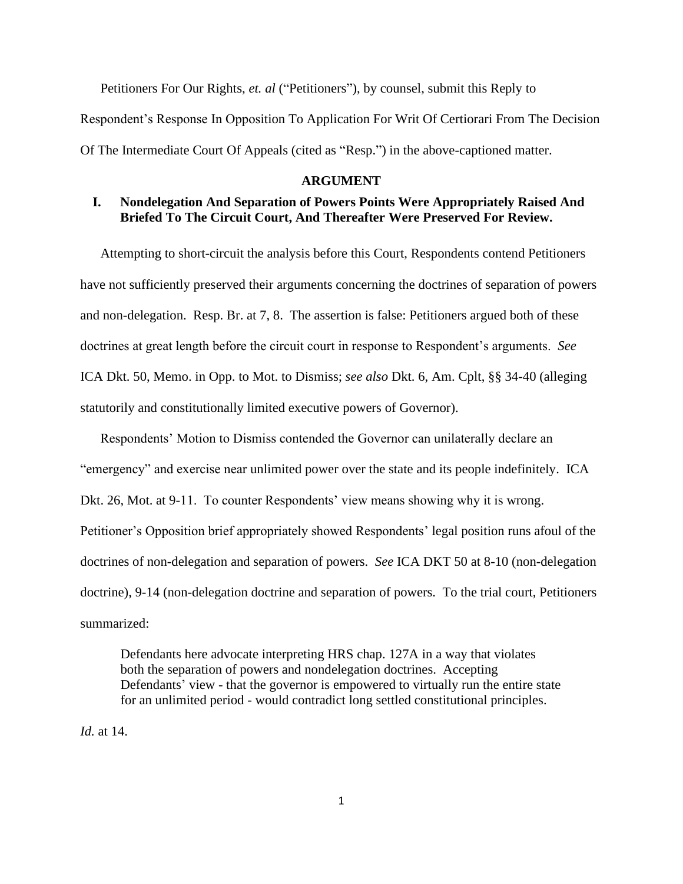Petitioners For Our Rights, *et. al* ("Petitioners"), by counsel, submit this Reply to Respondent's Response In Opposition To Application For Writ Of Certiorari From The Decision Of The Intermediate Court Of Appeals (cited as "Resp.") in the above-captioned matter.

## ARGUMENT

### I. Nondelegation And Separation of Powers Points Were Appropriately Raised And Briefed To The Circuit Court, And Thereafter Were Preserved For Review.

Attempting to short-circuit the analysis before this Court, Respondents contend Petitioners have not sufficiently preserved their arguments concerning the doctrines of separation of powers and non-delegation. Resp. Br. at 7, 8. The assertion is false: Petitioners argued both of these doctrines at great length before the circuit court in response to Respondent's arguments. *See* ICA Dkt. 50, Memo. in Opp. to Mot. to Dismiss; *see also* Dkt. 6, Am. Cplt, §§ 34-40 (alleging statutorily and constitutionally limited executive powers of Governor).

Respondents' Motion to Dismiss contended the Governor can unilaterally declare an "emergency" and exercise near unlimited power over the state and its people indefinitely. ICA Dkt. 26, Mot. at 9-11. To counter Respondents' view means showing why it is wrong. Petitioner's Opposition brief appropriately showed Respondents' legal position runs afoul of the doctrines of non-delegation and separation of powers. *See* ICA DKT 50 at 8-10 (non-delegation doctrine), 9-14 (non-delegation doctrine and separation of powers. To the trial court, Petitioners summarized:

> Defendants here advocate interpreting HRS chap. 127A in a way that violates both the separation of powers and nondelegation doctrines. Accepting Defendants' view - that the governor is empowered to virtually run the entire state for an unlimited period - would contradict long settled constitutional principles.

*Id.* at 14.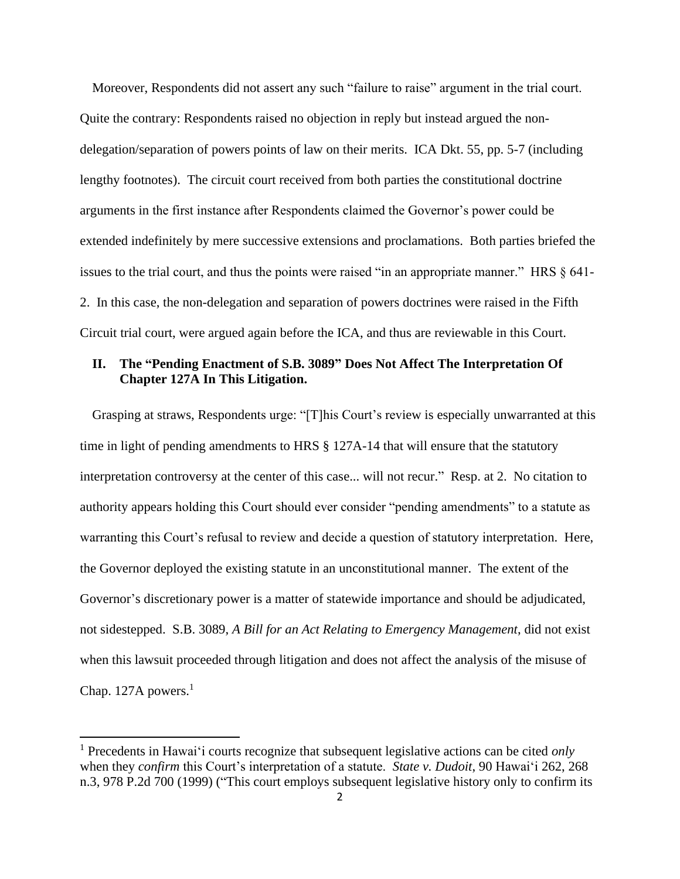Moreover, Respondents did not assert any such "failure to raise" argument in the trial court. Quite the contrary: Respondents raised no objection in reply but instead argued the non-delegation/separation of powers points of law on their merits. ICA Dkt. 55, pp. 5-7 (including lengthy footnotes). The circuit court received from both parties the constitutional doctrine arguments in the first instance after Respondents claimed the Governor's power could be extended indefinitely by mere successive extensions and proclamations. Both parties briefed the issues to the trial court, and thus the points were raised "in an appropriate manner." HRS § 641-2. In this case, the non-delegation and separation of powers doctrines were raised in the Fifth Circuit trial court, were argued again before the ICA, and thus are reviewable in this Court.

## II. The "Pending Enactment of S.B. 3089" Does Not Affect The Interpretation Of Chapter 127A In This Litigation.

Grasping at straws, Respondents urge: "[T]his Court's review is especially unwarranted at this time in light of pending amendments to HRS § 127A-14 that will ensure that the statutory interpretation controversy at the center of this case... will not recur." Resp. at 2. No citation to authority appears holding this Court should ever consider "pending amendments" to a statute as warranting this Court's refusal to review and decide a question of statutory interpretation. Here, the Governor deployed the existing statute in an unconstitutional manner. The extent of the Governor's discretionary power is a matter of statewide importance and should be adjudicated, not sidestepped. S.B. 3089, *A Bill for an Act Relating to Emergency Management*, did not exist when this lawsuit proceeded through litigation and does not affect the analysis of the misuse of Chap. 127A powers.[1]

[1] Precedents in Hawai'i courts recognize that subsequent legislative actions can be cited *only* when they *confirm* this Court's interpretation of a statute. *State v. Dudoit*, 90 Hawai'i 262, 268 n.3, 978 P.2d 700 (1999) ("This court employs subsequent legislative history only to confirm its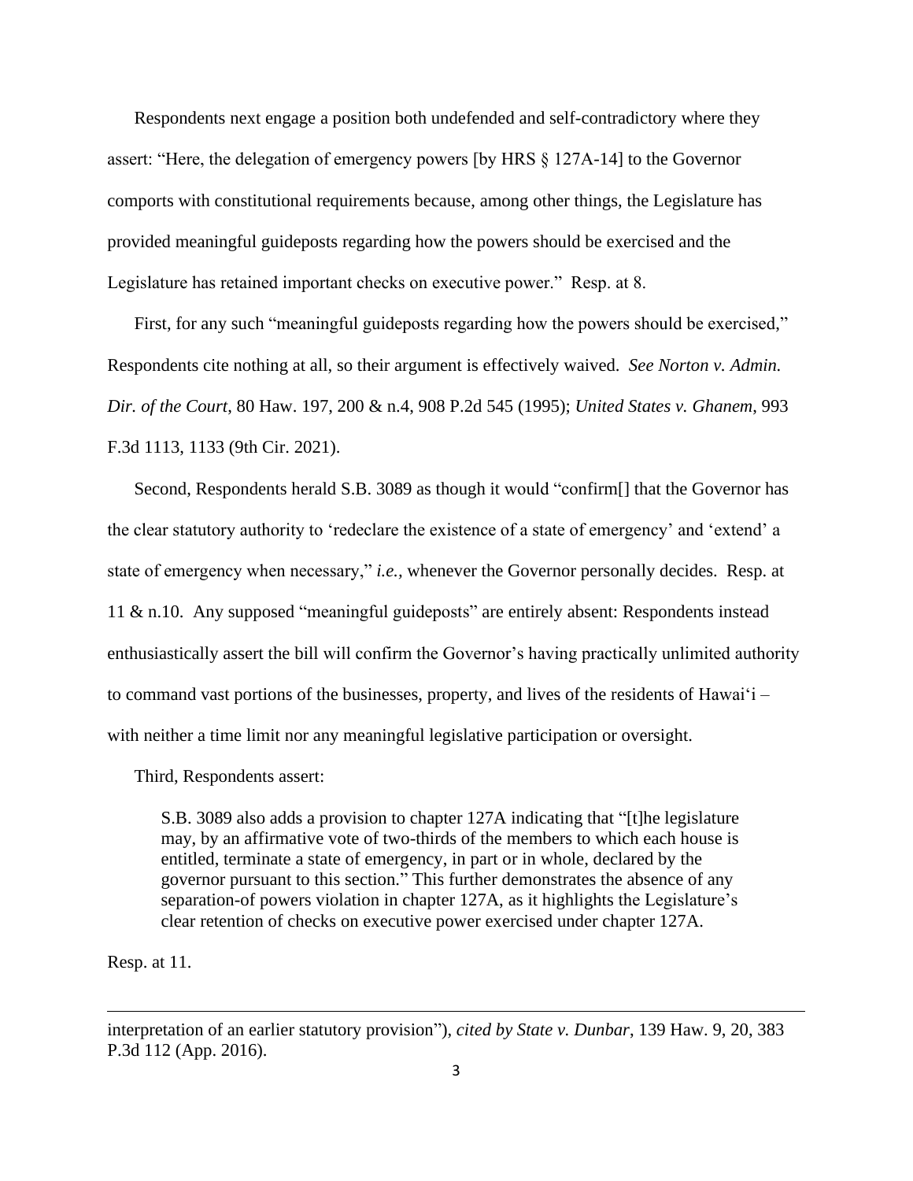Respondents next engage a position both undefended and self-contradictory where they assert: "Here, the delegation of emergency powers [by HRS § 127A-14] to the Governor comports with constitutional requirements because, among other things, the Legislature has provided meaningful guideposts regarding how the powers should be exercised and the Legislature has retained important checks on executive power." Resp. at 8.

First, for any such "meaningful guideposts regarding how the powers should be exercised," Respondents cite nothing at all, so their argument is effectively waived. *See Norton v. Admin. Dir. of the Court*, 80 Haw. 197, 200 & n.4, 908 P.2d 545 (1995); *United States v. Ghanem*, 993 F.3d 1113, 1133 (9th Cir. 2021).

Second, Respondents herald S.B. 3089 as though it would "confirm[] that the Governor has the clear statutory authority to 'redeclare the existence of a state of emergency' and 'extend' a state of emergency when necessary," *i.e.*, whenever the Governor personally decides. Resp. at 11 & n.10. Any supposed "meaningful guideposts" are entirely absent: Respondents instead enthusiastically assert the bill will confirm the Governor's having practically unlimited authority to command vast portions of the businesses, property, and lives of the residents of Hawai'i – with neither a time limit nor any meaningful legislative participation or oversight.

Third, Respondents assert:

> S.B. 3089 also adds a provision to chapter 127A indicating that "[t]he legislature may, by an affirmative vote of two-thirds of the members to which each house is entitled, terminate a state of emergency, in part or in whole, declared by the governor pursuant to this section." This further demonstrates the absence of any separation-of powers violation in chapter 127A, as it highlights the Legislature's clear retention of checks on executive power exercised under chapter 127A.

Resp. at 11.

---

interpretation of an earlier statutory provision"), *cited by State v. Dunbar*, 139 Haw. 9, 20, 383 P.3d 112 (App. 2016).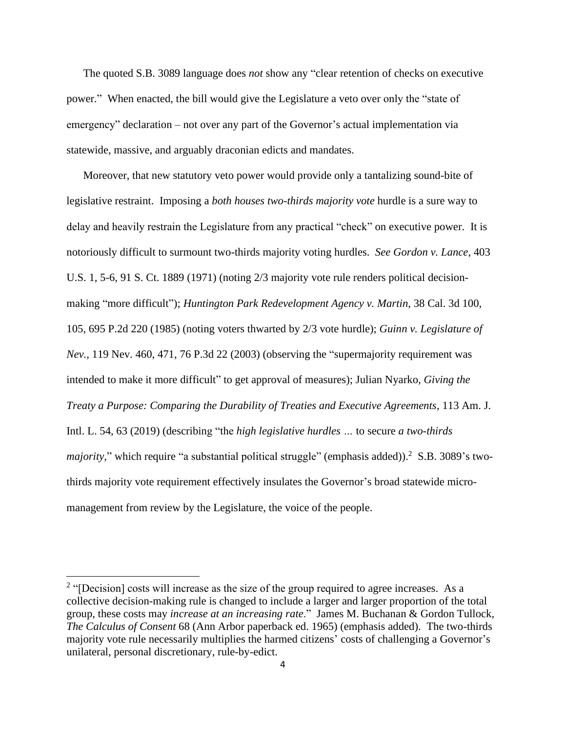The quoted S.B. 3089 language does *not* show any "clear retention of checks on executive power." When enacted, the bill would give the Legislature a veto over only the "state of emergency" declaration – not over any part of the Governor's actual implementation via statewide, massive, and arguably draconian edicts and mandates.

Moreover, that new statutory veto power would provide only a tantalizing sound-bite of legislative restraint. Imposing a *both houses two-thirds majority vote* hurdle is a sure way to delay and heavily restrain the Legislature from any practical "check" on executive power. It is notoriously difficult to surmount two-thirds majority voting hurdles. *See Gordon v. Lance*, 403 U.S. 1, 5-6, 91 S. Ct. 1889 (1971) (noting 2/3 majority vote rule renders political decision-making "more difficult"); *Huntington Park Redevelopment Agency v. Martin*, 38 Cal. 3d 100, 105, 695 P.2d 220 (1985) (noting voters thwarted by 2/3 vote hurdle); *Guinn v. Legislature of Nev.*, 119 Nev. 460, 471, 76 P.3d 22 (2003) (observing the "supermajority requirement was intended to make it more difficult" to get approval of measures); Julian Nyarko, *Giving the Treaty a Purpose: Comparing the Durability of Treaties and Executive Agreements*, 113 Am. J. Intl. L. 54, 63 (2019) (describing "the *high legislative hurdles …* to secure *a two-thirds majority*," which require "a substantial political struggle" (emphasis added)).[2] S.B. 3089's two-thirds majority vote requirement effectively insulates the Governor's broad statewide micro-management from review by the Legislature, the voice of the people.

---

[2] "[Decision] costs will increase as the size of the group required to agree increases. As a collective decision-making rule is changed to include a larger and larger proportion of the total group, these costs may *increase at an increasing rate*." James M. Buchanan & Gordon Tullock, *The Calculus of Consent* 68 (Ann Arbor paperback ed. 1965) (emphasis added). The two-thirds majority vote rule necessarily multiplies the harmed citizens' costs of challenging a Governor's unilateral, personal discretionary, rule-by-edict.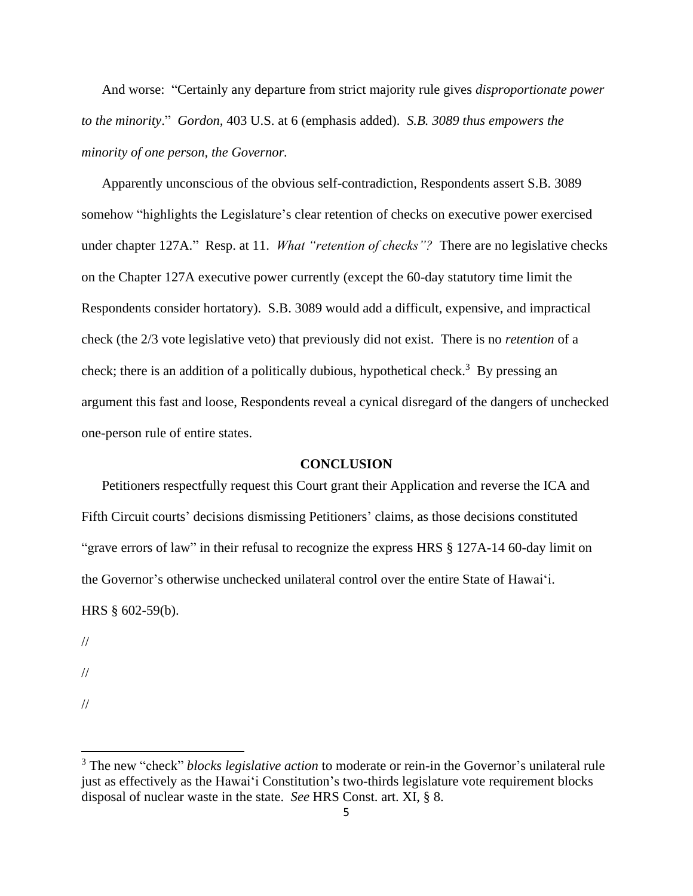And worse: "Certainly any departure from strict majority rule gives *disproportionate power to the minority*." *Gordon,* 403 U.S. at 6 (emphasis added). *S.B. 3089 thus empowers the minority of one person, the Governor.*

Apparently unconscious of the obvious self-contradiction, Respondents assert S.B. 3089 somehow "highlights the Legislature's clear retention of checks on executive power exercised under chapter 127A." Resp. at 11. *What "retention of checks"?* There are no legislative checks on the Chapter 127A executive power currently (except the 60-day statutory time limit the Respondents consider hortatory). S.B. 3089 would add a difficult, expensive, and impractical check (the 2/3 vote legislative veto) that previously did not exist. There is no *retention* of a check; there is an addition of a politically dubious, hypothetical check.[3] By pressing an argument this fast and loose, Respondents reveal a cynical disregard of the dangers of unchecked one-person rule of entire states.

**CONCLUSION**

Petitioners respectfully request this Court grant their Application and reverse the ICA and Fifth Circuit courts' decisions dismissing Petitioners' claims, as those decisions constituted "grave errors of law" in their refusal to recognize the express HRS § 127A-14 60-day limit on the Governor's otherwise unchecked unilateral control over the entire State of Hawai'i. HRS § 602-59(b).

//

//

//

[3] The new "check" *blocks legislative action* to moderate or rein-in the Governor's unilateral rule just as effectively as the Hawai'i Constitution's two-thirds legislature vote requirement blocks disposal of nuclear waste in the state. *See* HRS Const. art. XI, § 8.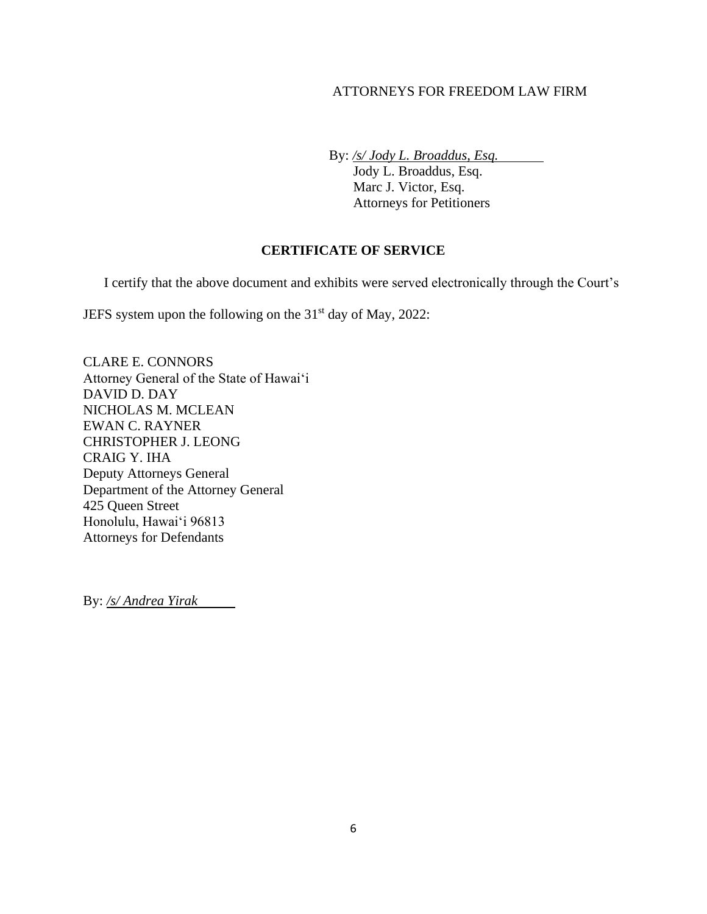ATTORNEYS FOR FREEDOM LAW FIRM

By: */s/ Jody L. Broaddus, Esq.*
Jody L. Broaddus, Esq.
Marc J. Victor, Esq.
Attorneys for Petitioners

## CERTIFICATE OF SERVICE

I certify that the above document and exhibits were served electronically through the Court's JEFS system upon the following on the 31st day of May, 2022:

CLARE E. CONNORS
Attorney General of the State of Hawai'i
DAVID D. DAY
NICHOLAS M. MCLEAN
EWAN C. RAYNER
CHRISTOPHER J. LEONG
CRAIG Y. IHA
Deputy Attorneys General
Department of the Attorney General
425 Queen Street
Honolulu, Hawai'i 96813
Attorneys for Defendants

By: */s/ Andrea Yirak*